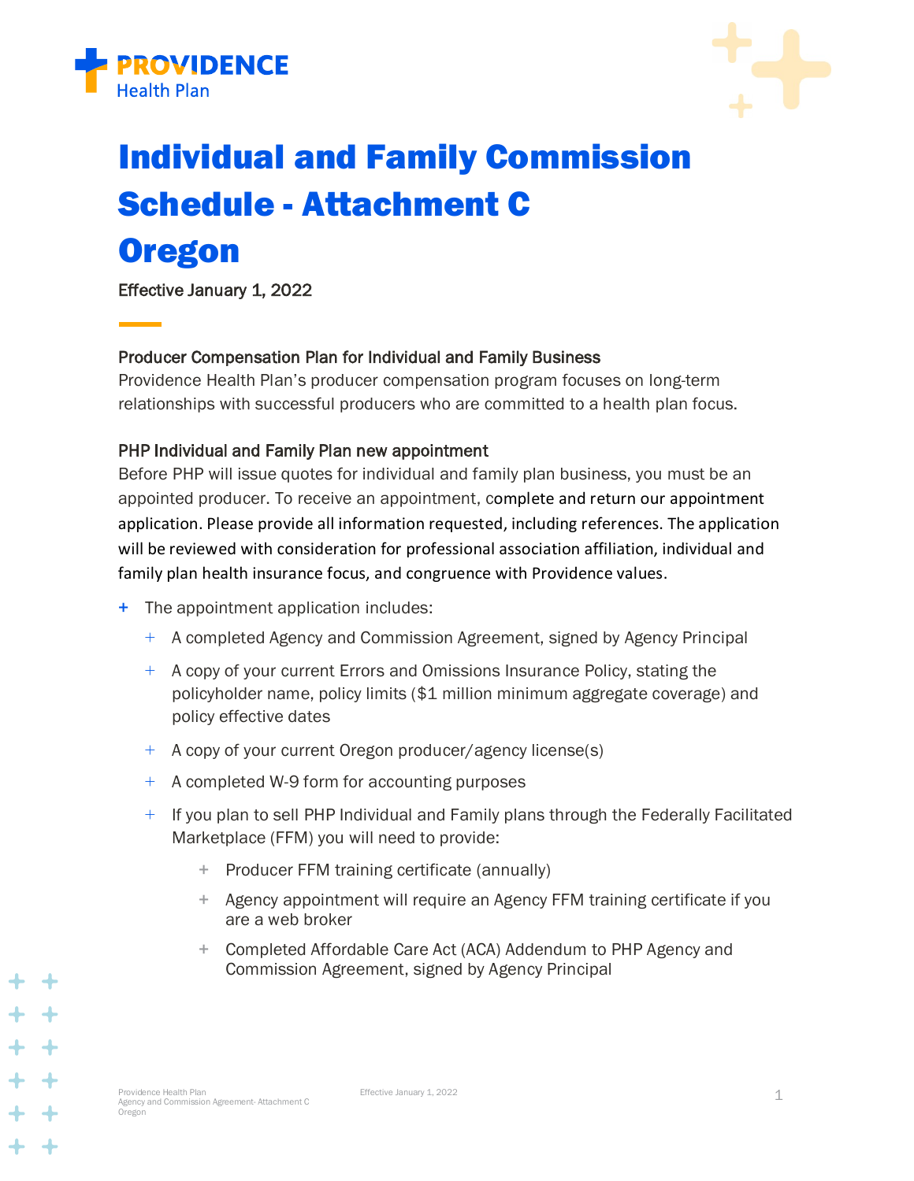# Individual and Family Commission Schedule - Attachment C Oregon

Effective January 1, 2022

### Producer Compensation Plan for Individual and Family Business

Providence Health Plan's producer compensation program focuses on long-term relationships with successful producers who are committed to a health plan focus.

### PHP Individual and Family Plan new appointment

Before PHP will issue quotes for individual and family plan business, you must be an appointed producer. To receive an appointment, complete and return our appointment application. Please provide all information requested, including references. The application will be reviewed with consideration for professional association affiliation, individual and family plan health insurance focus, and congruence with Providence values.

- The appointment application includes:
  - A completed Agency and Commission Agreement, signed by Agency Principal
  - A copy of your current Errors and Omissions Insurance Policy, stating the policyholder name, policy limits ($1 million minimum aggregate coverage) and policy effective dates
  - A copy of your current Oregon producer/agency license(s)
  - A completed W-9 form for accounting purposes
  - If you plan to sell PHP Individual and Family plans through the Federally Facilitated Marketplace (FFM) you will need to provide:
    - Producer FFM training certificate (annually)
    - Agency appointment will require an Agency FFM training certificate if you are a web broker
    - Completed Affordable Care Act (ACA) Addendum to PHP Agency and Commission Agreement, signed by Agency Principal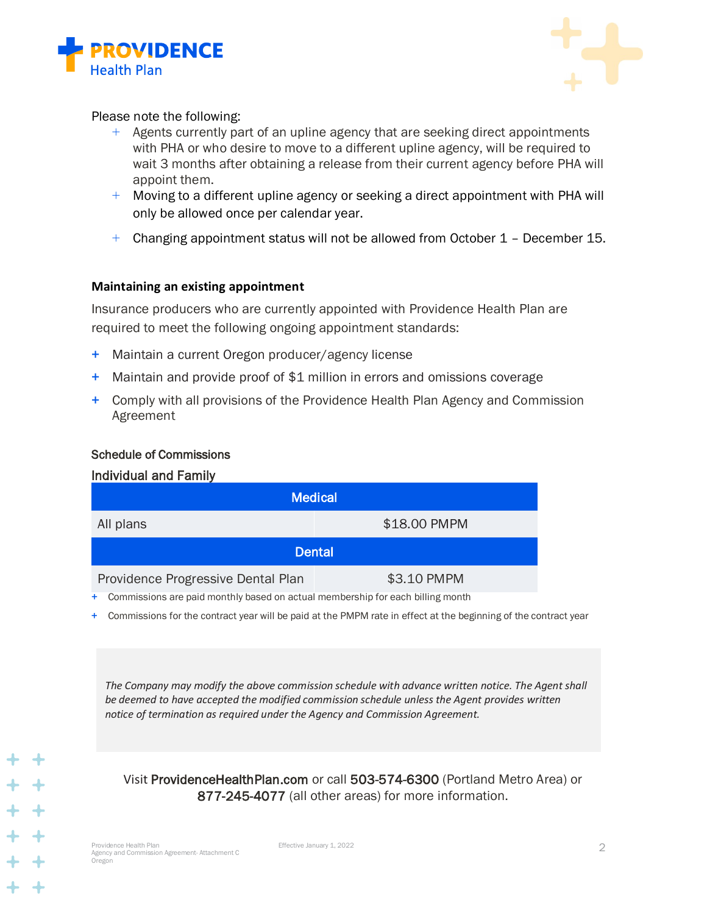Please note the following:

- Agents currently part of an upline agency that are seeking direct appointments with PHA or who desire to move to a different upline agency, will be required to wait 3 months after obtaining a release from their current agency before PHA will appoint them.
- Moving to a different upline agency or seeking a direct appointment with PHA will only be allowed once per calendar year.
- Changing appointment status will not be allowed from October 1 – December 15.

### Maintaining an existing appointment

Insurance producers who are currently appointed with Providence Health Plan are required to meet the following ongoing appointment standards:

- Maintain a current Oregon producer/agency license
- Maintain and provide proof of $1 million in errors and omissions coverage
- Comply with all provisions of the Providence Health Plan Agency and Commission Agreement

### Schedule of Commissions

#### Individual and Family

| Medical | |
|---|---|
| All plans | $18.00 PMPM |
| **Dental** | |
| Providence Progressive Dental Plan | $3.10 PMPM |

- Commissions are paid monthly based on actual membership for each billing month
- Commissions for the contract year will be paid at the PMPM rate in effect at the beginning of the contract year

*The Company may modify the above commission schedule with advance written notice. The Agent shall be deemed to have accepted the modified commission schedule unless the Agent provides written notice of termination as required under the Agency and Commission Agreement.*

Visit ProvidenceHealthPlan.com or call 503-574-6300 (Portland Metro Area) or 877-245-4077 (all other areas) for more information.